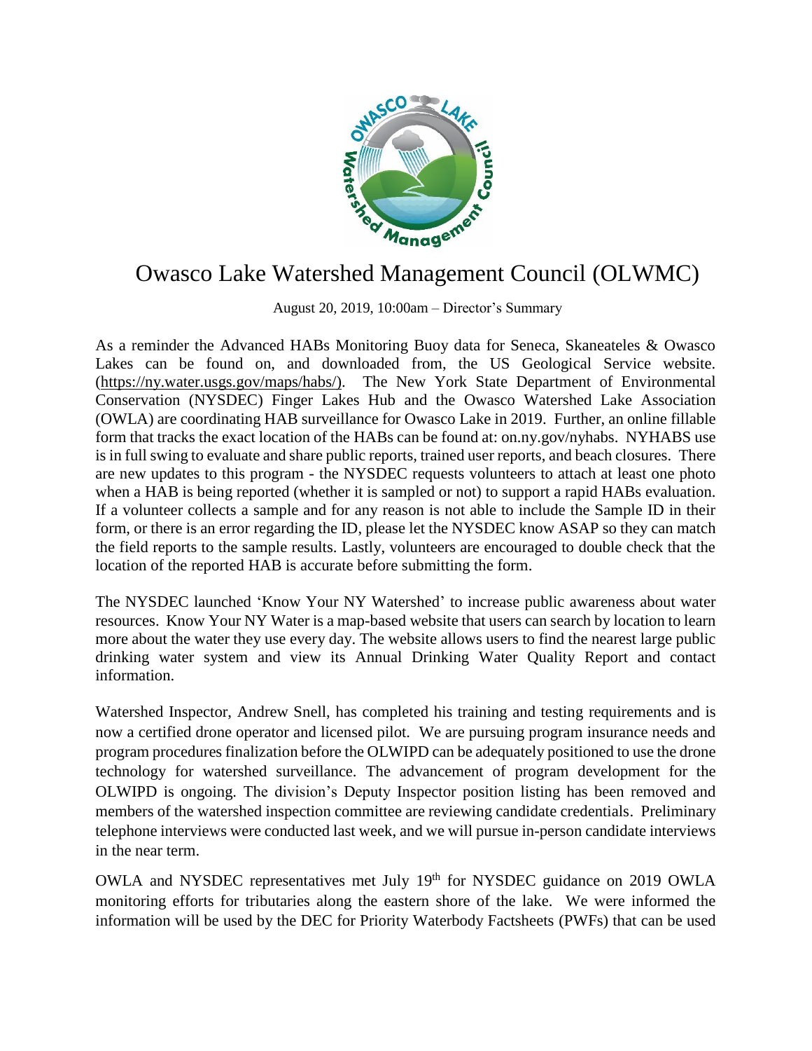# Owasco Lake Watershed Management Council (OLWMC)

August 20, 2019, 10:00am – Director's Summary

As a reminder the Advanced HABs Monitoring Buoy data for Seneca, Skaneateles & Owasco Lakes can be found on, and downloaded from, the US Geological Service website. (https://ny.water.usgs.gov/maps/habs/). The New York State Department of Environmental Conservation (NYSDEC) Finger Lakes Hub and the Owasco Watershed Lake Association (OWLA) are coordinating HAB surveillance for Owasco Lake in 2019. Further, an online fillable form that tracks the exact location of the HABs can be found at: on.ny.gov/nyhabs. NYHABS use is in full swing to evaluate and share public reports, trained user reports, and beach closures. There are new updates to this program - the NYSDEC requests volunteers to attach at least one photo when a HAB is being reported (whether it is sampled or not) to support a rapid HABs evaluation. If a volunteer collects a sample and for any reason is not able to include the Sample ID in their form, or there is an error regarding the ID, please let the NYSDEC know ASAP so they can match the field reports to the sample results. Lastly, volunteers are encouraged to double check that the location of the reported HAB is accurate before submitting the form.

The NYSDEC launched 'Know Your NY Watershed' to increase public awareness about water resources. Know Your NY Water is a map-based website that users can search by location to learn more about the water they use every day. The website allows users to find the nearest large public drinking water system and view its Annual Drinking Water Quality Report and contact information.

Watershed Inspector, Andrew Snell, has completed his training and testing requirements and is now a certified drone operator and licensed pilot. We are pursuing program insurance needs and program procedures finalization before the OLWIPD can be adequately positioned to use the drone technology for watershed surveillance. The advancement of program development for the OLWIPD is ongoing. The division's Deputy Inspector position listing has been removed and members of the watershed inspection committee are reviewing candidate credentials. Preliminary telephone interviews were conducted last week, and we will pursue in-person candidate interviews in the near term.

OWLA and NYSDEC representatives met July 19th for NYSDEC guidance on 2019 OWLA monitoring efforts for tributaries along the eastern shore of the lake. We were informed the information will be used by the DEC for Priority Waterbody Factsheets (PWFs) that can be used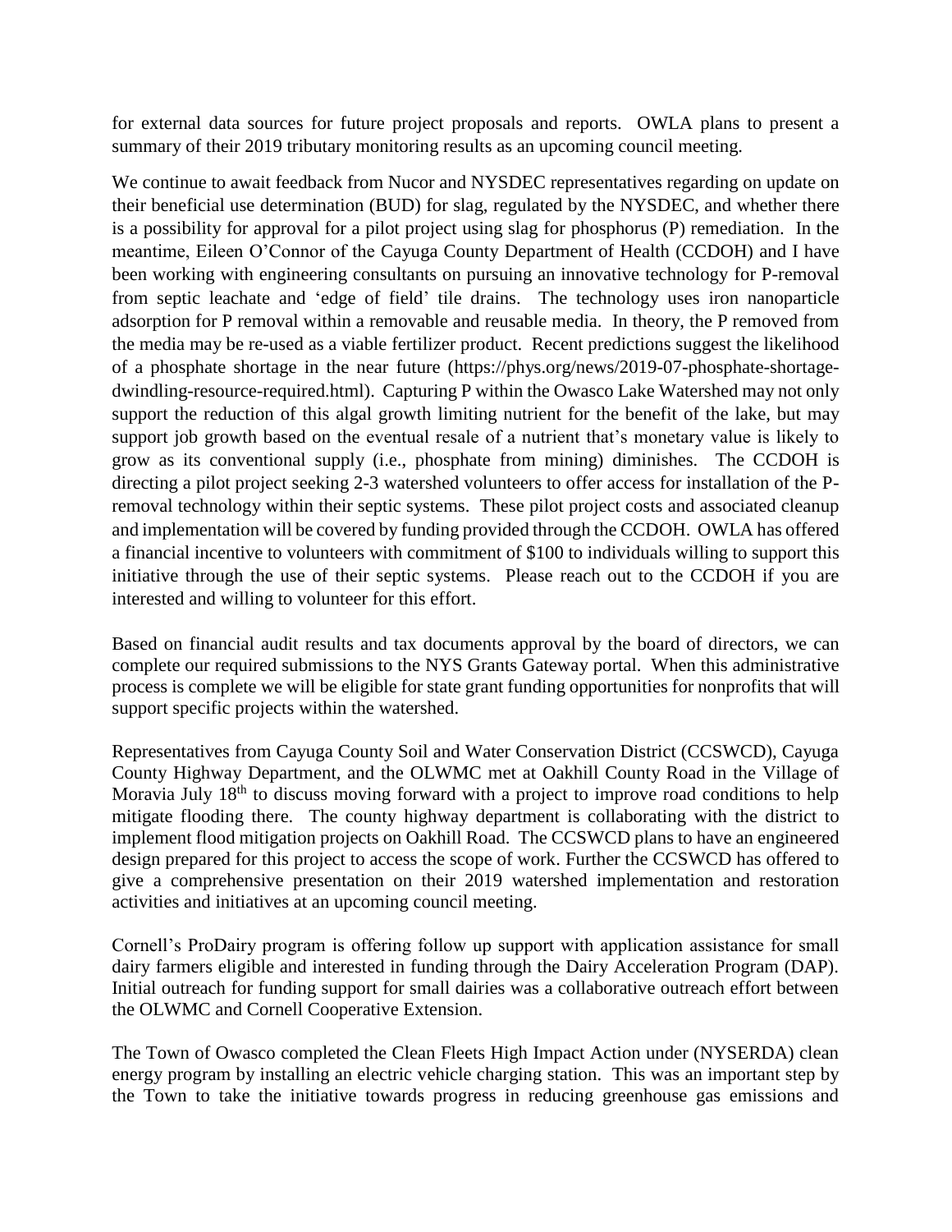for external data sources for future project proposals and reports. OWLA plans to present a summary of their 2019 tributary monitoring results as an upcoming council meeting.

We continue to await feedback from Nucor and NYSDEC representatives regarding on update on their beneficial use determination (BUD) for slag, regulated by the NYSDEC, and whether there is a possibility for approval for a pilot project using slag for phosphorus (P) remediation. In the meantime, Eileen O'Connor of the Cayuga County Department of Health (CCDOH) and I have been working with engineering consultants on pursuing an innovative technology for P-removal from septic leachate and 'edge of field' tile drains. The technology uses iron nanoparticle adsorption for P removal within a removable and reusable media. In theory, the P removed from the media may be re-used as a viable fertilizer product. Recent predictions suggest the likelihood of a phosphate shortage in the near future (https://phys.org/news/2019-07-phosphate-shortage-dwindling-resource-required.html). Capturing P within the Owasco Lake Watershed may not only support the reduction of this algal growth limiting nutrient for the benefit of the lake, but may support job growth based on the eventual resale of a nutrient that's monetary value is likely to grow as its conventional supply (i.e., phosphate from mining) diminishes. The CCDOH is directing a pilot project seeking 2-3 watershed volunteers to offer access for installation of the P-removal technology within their septic systems. These pilot project costs and associated cleanup and implementation will be covered by funding provided through the CCDOH. OWLA has offered a financial incentive to volunteers with commitment of $100 to individuals willing to support this initiative through the use of their septic systems. Please reach out to the CCDOH if you are interested and willing to volunteer for this effort.

Based on financial audit results and tax documents approval by the board of directors, we can complete our required submissions to the NYS Grants Gateway portal. When this administrative process is complete we will be eligible for state grant funding opportunities for nonprofits that will support specific projects within the watershed.

Representatives from Cayuga County Soil and Water Conservation District (CCSWCD), Cayuga County Highway Department, and the OLWMC met at Oakhill County Road in the Village of Moravia July 18th to discuss moving forward with a project to improve road conditions to help mitigate flooding there. The county highway department is collaborating with the district to implement flood mitigation projects on Oakhill Road. The CCSWCD plans to have an engineered design prepared for this project to access the scope of work. Further the CCSWCD has offered to give a comprehensive presentation on their 2019 watershed implementation and restoration activities and initiatives at an upcoming council meeting.

Cornell's ProDairy program is offering follow up support with application assistance for small dairy farmers eligible and interested in funding through the Dairy Acceleration Program (DAP). Initial outreach for funding support for small dairies was a collaborative outreach effort between the OLWMC and Cornell Cooperative Extension.

The Town of Owasco completed the Clean Fleets High Impact Action under (NYSERDA) clean energy program by installing an electric vehicle charging station. This was an important step by the Town to take the initiative towards progress in reducing greenhouse gas emissions and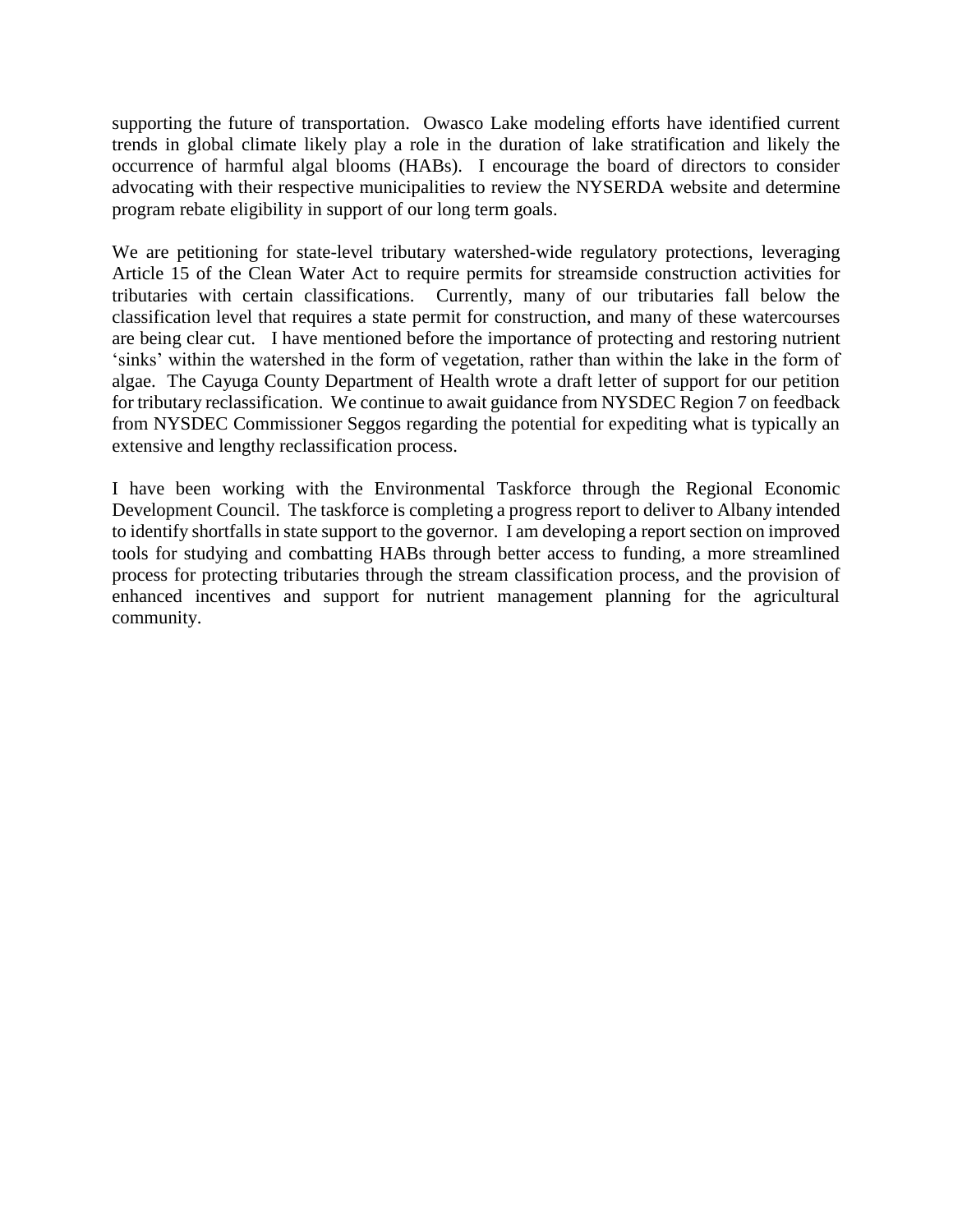supporting the future of transportation. Owasco Lake modeling efforts have identified current trends in global climate likely play a role in the duration of lake stratification and likely the occurrence of harmful algal blooms (HABs). I encourage the board of directors to consider advocating with their respective municipalities to review the NYSERDA website and determine program rebate eligibility in support of our long term goals.

We are petitioning for state-level tributary watershed-wide regulatory protections, leveraging Article 15 of the Clean Water Act to require permits for streamside construction activities for tributaries with certain classifications. Currently, many of our tributaries fall below the classification level that requires a state permit for construction, and many of these watercourses are being clear cut. I have mentioned before the importance of protecting and restoring nutrient 'sinks' within the watershed in the form of vegetation, rather than within the lake in the form of algae. The Cayuga County Department of Health wrote a draft letter of support for our petition for tributary reclassification. We continue to await guidance from NYSDEC Region 7 on feedback from NYSDEC Commissioner Seggos regarding the potential for expediting what is typically an extensive and lengthy reclassification process.

I have been working with the Environmental Taskforce through the Regional Economic Development Council. The taskforce is completing a progress report to deliver to Albany intended to identify shortfalls in state support to the governor. I am developing a report section on improved tools for studying and combatting HABs through better access to funding, a more streamlined process for protecting tributaries through the stream classification process, and the provision of enhanced incentives and support for nutrient management planning for the agricultural community.